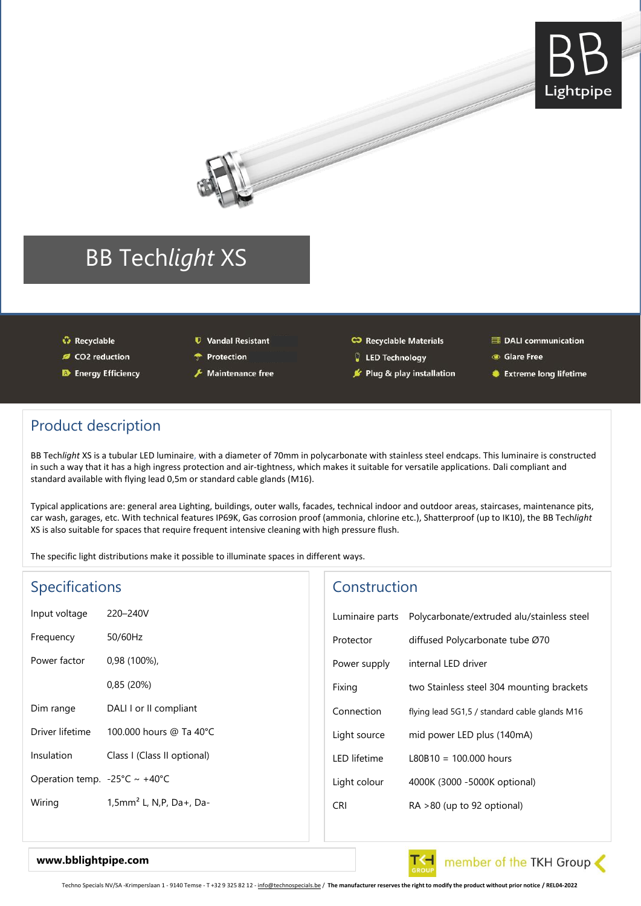BB
Lightpipe

# BB Tech*light* XS

- Recyclable
- CO2 reduction
- Energy Efficiency
- Vandal Resistant
- Protection
- Maintenance free
- Recyclable Materials
- LED Technology
- Plug & play installation
- DALI communication
- Glare Free
- Extreme long lifetime

## Product description

BB Tech*light* XS is a tubular LED luminaire, with a diameter of 70mm in polycarbonate with stainless steel endcaps. This luminaire is constructed in such a way that it has a high ingress protection and air-tightness, which makes it suitable for versatile applications. Dali compliant and standard available with flying lead 0,5m or standard cable glands (M16).

Typical applications are: general area Lighting, buildings, outer walls, facades, technical indoor and outdoor areas, staircases, maintenance pits, car wash, garages, etc. With technical features IP69K, Gas corrosion proof (ammonia, chlorine etc.), Shatterproof (up to IK10), the BB Tech*light* XS is also suitable for spaces that require frequent intensive cleaning with high pressure flush.

The specific light distributions make it possible to illuminate spaces in different ways.

## Specifications

| | |
|---|---|
| Input voltage | 220–240V |
| Frequency | 50/60Hz |
| Power factor | 0,98 (100%), |
| | 0,85 (20%) |
| Dim range | DALI I or II compliant |
| Driver lifetime | 100.000 hours @ Ta 40°C |
| Insulation | Class I (Class II optional) |
| Operation temp. | -25°C ~ +40°C |
| Wiring | 1,5mm² L, N,P, Da+, Da- |

## Construction

| | |
|---|---|
| Luminaire parts | Polycarbonate/extruded alu/stainless steel |
| Protector | diffused Polycarbonate tube Ø70 |
| Power supply | internal LED driver |
| Fixing | two Stainless steel 304 mounting brackets |
| Connection | flying lead 5G1,5 / standard cable glands M16 |
| Light source | mid power LED plus (140mA) |
| LED lifetime | L80B10 = 100.000 hours |
| Light colour | 4000K (3000 -5000K optional) |
| CRI | RA >80 (up to 92 optional) |

**www.bblightpipe.com**

member of the TKH Group

Techno Specials NV/SA -Krimperslaan 1 - 9140 Temse - T +32 9 325 82 12 - info@technospecials.be / **The manufacturer reserves the right to modify the product without prior notice / REL04-2022**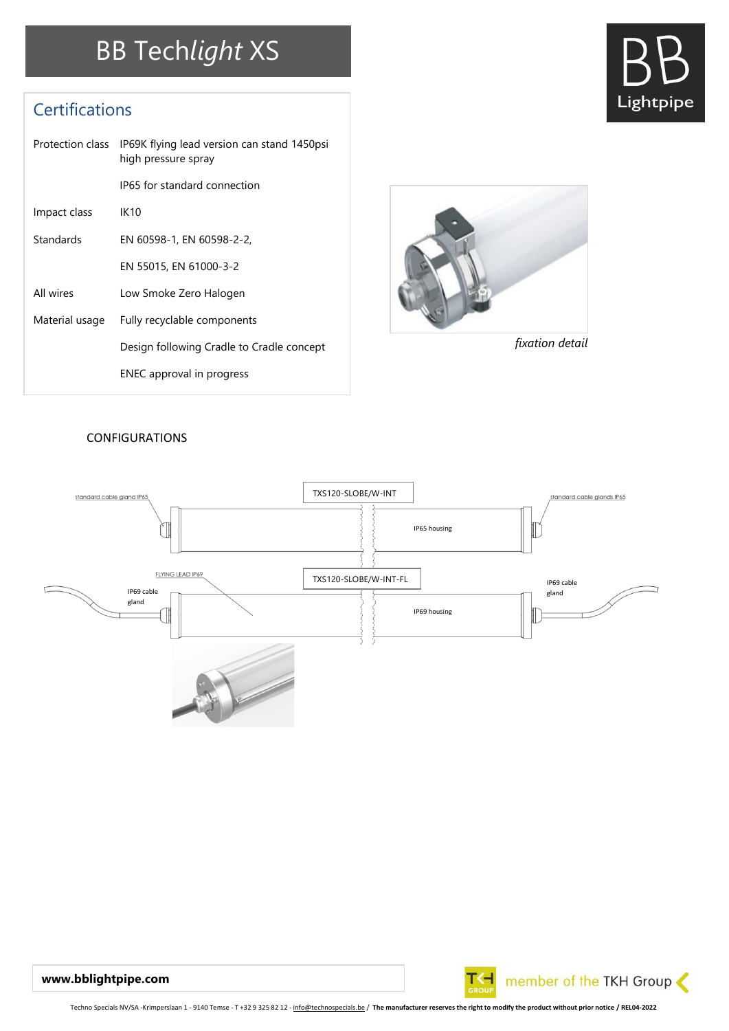# BB Tech*light* XS

## Certifications

| | |
|---|---|
| Protection class | IP69K flying lead version can stand 1450psi high pressure spray |
| | IP65 for standard connection |
| Impact class | IK10 |
| Standards | EN 60598-1, EN 60598-2-2, |
| | EN 55015, EN 61000-3-2 |
| All wires | Low Smoke Zero Halogen |
| Material usage | Fully recyclable components |
| | Design following Cradle to Cradle concept |
| | ENEC approval in progress |

*fixation detail*

CONFIGURATIONS

TXS120-SLOBE/W-INT

standard cable gland IP65

IP65 housing

standard cable glands IP65

TXS120-SLOBE/W-INT-FL

FLYING LEAD IP69

IP69 cable gland

IP69 housing

IP69 cable gland

**www.bblightpipe.com**

member of the TKH Group

Techno Specials NV/SA -Krimperslaan 1 - 9140 Temse - T +32 9 325 82 12 - info@technospecials.be / **The manufacturer reserves the right to modify the product without prior notice / REL04-2022**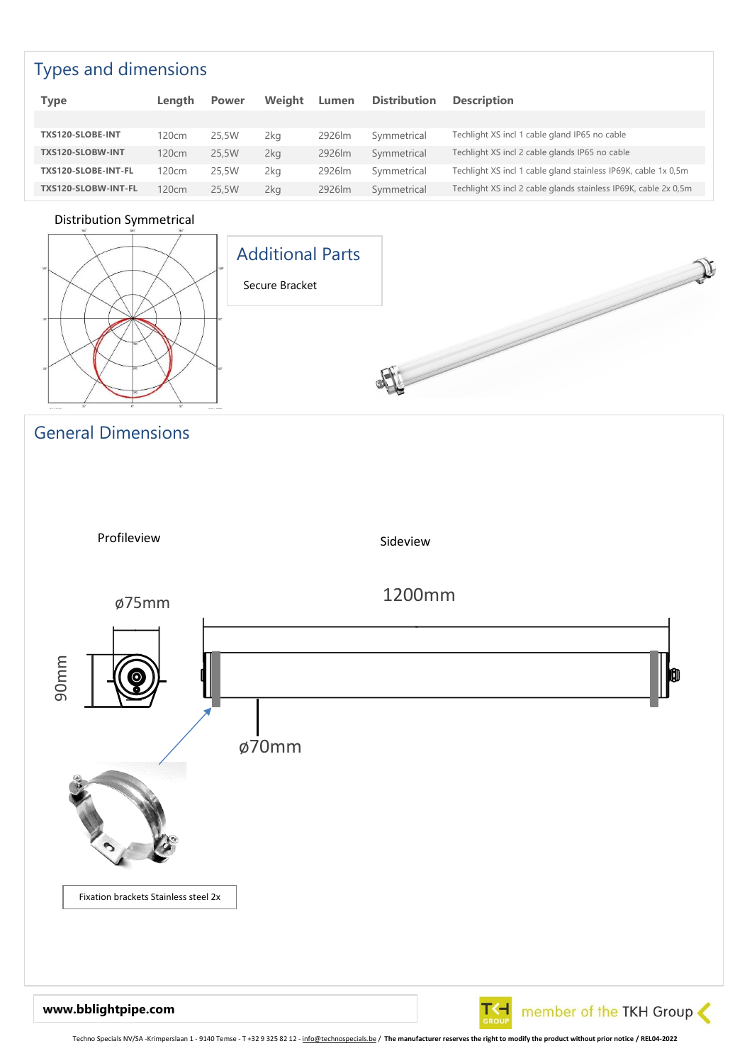## Types and dimensions

| Type | Length | Power | Weight | Lumen | Distribution | Description |
|---|---|---|---|---|---|---|
| **TXS120-SLOBE-INT** | 120cm | 25,5W | 2kg | 2926lm | Symmetrical | Techlight XS incl 1 cable gland IP65 no cable |
| **TXS120-SLOBW-INT** | 120cm | 25,5W | 2kg | 2926lm | Symmetrical | Techlight XS incl 2 cable glands IP65 no cable |
| **TXS120-SLOBE-INT-FL** | 120cm | 25,5W | 2kg | 2926lm | Symmetrical | Techlight XS incl 1 cable gland stainless IP69K, cable 1x 0,5m |
| **TXS120-SLOBW-INT-FL** | 120cm | 25,5W | 2kg | 2926lm | Symmetrical | Techlight XS incl 2 cable glands stainless IP69K, cable 2x 0,5m |

Distribution Symmetrical

## Additional Parts

Secure Bracket

## General Dimensions

Profileview

Sideview

ø75mm

90mm

1200mm

ø70mm

Fixation brackets Stainless steel 2x

**www.bblightpipe.com**

member of the TKH Group

Techno Specials NV/SA -Krimperslaan 1 - 9140 Temse - T +32 9 325 82 12 - info@technospecials.be / **The manufacturer reserves the right to modify the product without prior notice / REL04-2022**